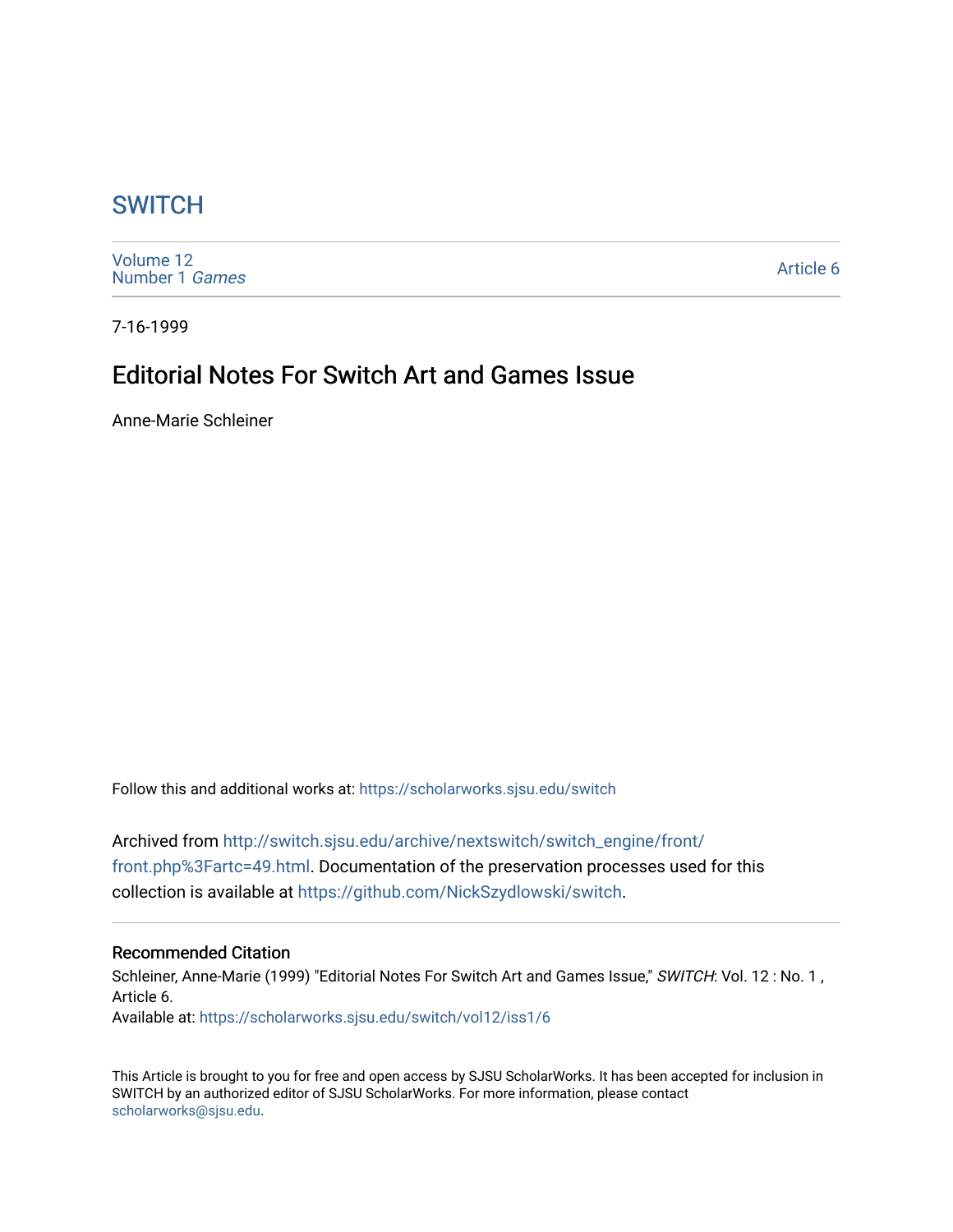# SWITCH

Volume 12
Number 1 *Games*

Article 6

7-16-1999

## Editorial Notes For Switch Art and Games Issue

Anne-Marie Schleiner

Follow this and additional works at: https://scholarworks.sjsu.edu/switch

Archived from http://switch.sjsu.edu/archive/nextswitch/switch_engine/front/front.php%3Fartc=49.html. Documentation of the preservation processes used for this collection is available at https://github.com/NickSzydlowski/switch.

### Recommended Citation

Schleiner, Anne-Marie (1999) "Editorial Notes For Switch Art and Games Issue," *SWITCH*: Vol. 12 : No. 1 , Article 6.
Available at: https://scholarworks.sjsu.edu/switch/vol12/iss1/6

This Article is brought to you for free and open access by SJSU ScholarWorks. It has been accepted for inclusion in SWITCH by an authorized editor of SJSU ScholarWorks. For more information, please contact scholarworks@sjsu.edu.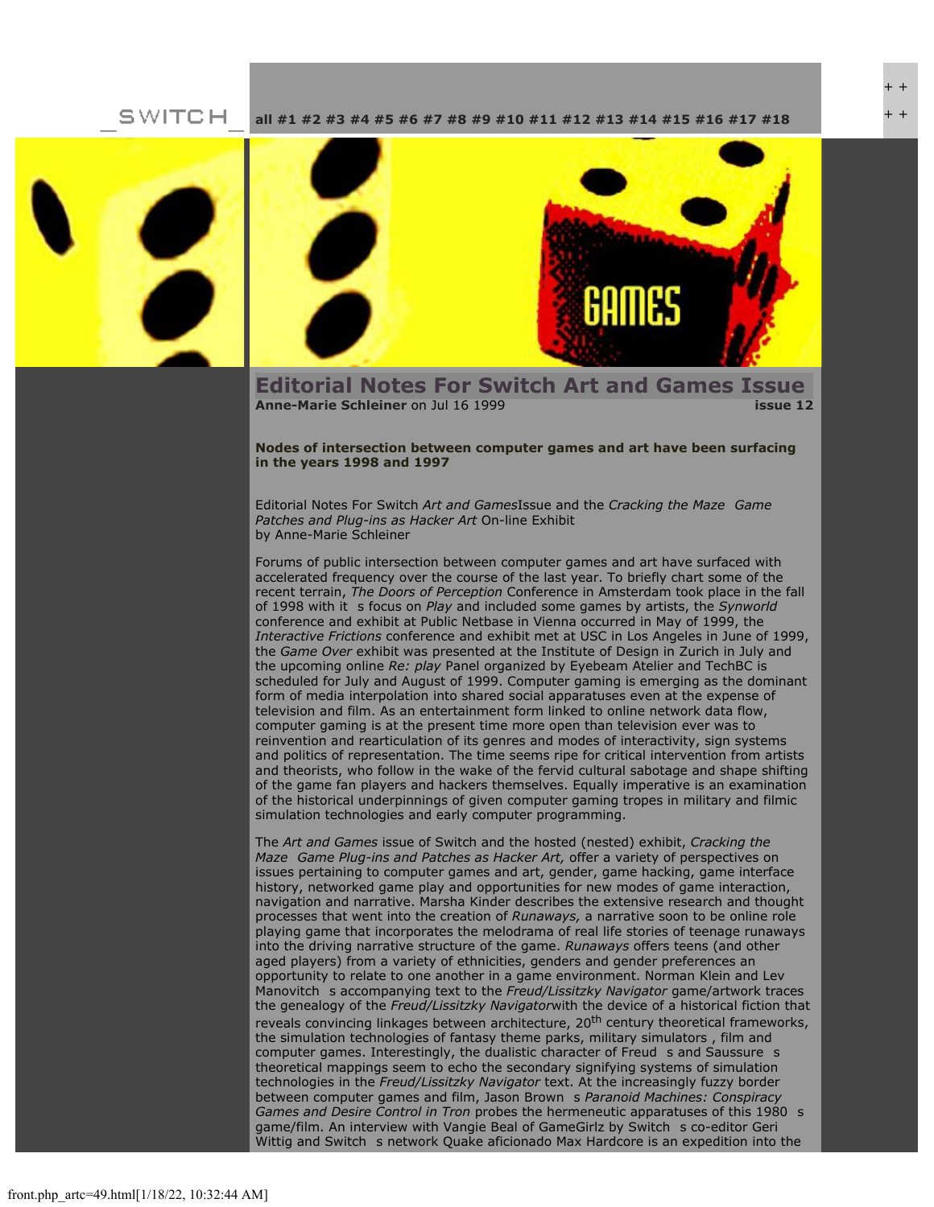_SWITCH_ all #1 #2 #3 #4 #5 #6 #7 #8 #9 #10 #11 #12 #13 #14 #15 #16 #17 #18

++
++

# Editorial Notes For Switch Art and Games Issue

**Anne-Marie Schleiner** on Jul 16 1999 **issue 12**

**Nodes of intersection between computer games and art have been surfacing in the years 1998 and 1997**

Editorial Notes For Switch *Art and Games*Issue and the *Cracking the Maze Game Patches and Plug-ins as Hacker Art* On-line Exhibit
by Anne-Marie Schleiner

Forums of public intersection between computer games and art have surfaced with accelerated frequency over the course of the last year. To briefly chart some of the recent terrain, *The Doors of Perception* Conference in Amsterdam took place in the fall of 1998 with it s focus on *Play* and included some games by artists, the *Synworld* conference and exhibit at Public Netbase in Vienna occurred in May of 1999, the *Interactive Frictions* conference and exhibit met at USC in Los Angeles in June of 1999, the *Game Over* exhibit was presented at the Institute of Design in Zurich in July and the upcoming online *Re: play* Panel organized by Eyebeam Atelier and TechBC is scheduled for July and August of 1999. Computer gaming is emerging as the dominant form of media interpolation into shared social apparatuses even at the expense of television and film. As an entertainment form linked to online network data flow, computer gaming is at the present time more open than television ever was to reinvention and rearticulation of its genres and modes of interactivity, sign systems and politics of representation. The time seems ripe for critical intervention from artists and theorists, who follow in the wake of the fervid cultural sabotage and shape shifting of the game fan players and hackers themselves. Equally imperative is an examination of the historical underpinnings of given computer gaming tropes in military and filmic simulation technologies and early computer programming.

The *Art and Games* issue of Switch and the hosted (nested) exhibit, *Cracking the Maze Game Plug-ins and Patches as Hacker Art,* offer a variety of perspectives on issues pertaining to computer games and art, gender, game hacking, game interface history, networked game play and opportunities for new modes of game interaction, navigation and narrative. Marsha Kinder describes the extensive research and thought processes that went into the creation of *Runaways,* a narrative soon to be online role playing game that incorporates the melodrama of real life stories of teenage runaways into the driving narrative structure of the game. *Runaways* offers teens (and other aged players) from a variety of ethnicities, genders and gender preferences an opportunity to relate to one another in a game environment. Norman Klein and Lev Manovitch s accompanying text to the *Freud/Lissitzky Navigator* game/artwork traces the genealogy of the *Freud/Lissitzky Navigator*with the device of a historical fiction that reveals convincing linkages between architecture, 20th century theoretical frameworks, the simulation technologies of fantasy theme parks, military simulators , film and computer games. Interestingly, the dualistic character of Freud s and Saussure s theoretical mappings seem to echo the secondary signifying systems of simulation technologies in the *Freud/Lissitzky Navigator* text. At the increasingly fuzzy border between computer games and film, Jason Brown s *Paranoid Machines: Conspiracy Games and Desire Control in Tron* probes the hermeneutic apparatuses of this 1980 s game/film. An interview with Vangie Beal of GameGirlz by Switch s co-editor Geri Wittig and Switch s network Quake aficionado Max Hardcore is an expedition into the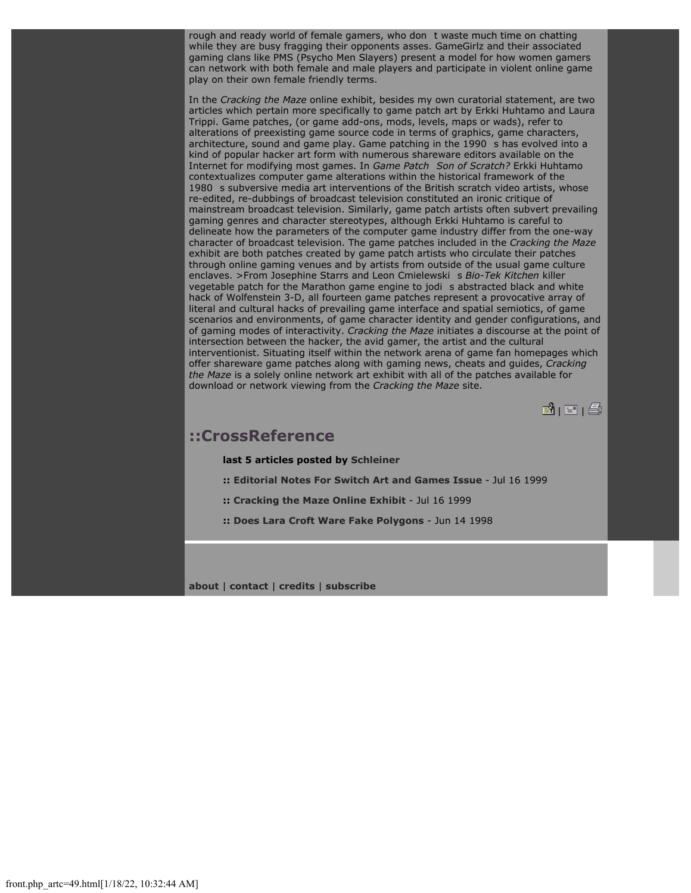rough and ready world of female gamers, who don t waste much time on chatting while they are busy fragging their opponents asses. GameGirlz and their associated gaming clans like PMS (Psycho Men Slayers) present a model for how women gamers can network with both female and male players and participate in violent online game play on their own female friendly terms.

In the *Cracking the Maze* online exhibit, besides my own curatorial statement, are two articles which pertain more specifically to game patch art by Erkki Huhtamo and Laura Trippi. Game patches, (or game add-ons, mods, levels, maps or wads), refer to alterations of preexisting game source code in terms of graphics, game characters, architecture, sound and game play. Game patching in the 1990 s has evolved into a kind of popular hacker art form with numerous shareware editors available on the Internet for modifying most games. In *Game Patch Son of Scratch?* Erkki Huhtamo contextualizes computer game alterations within the historical framework of the 1980 s subversive media art interventions of the British scratch video artists, whose re-edited, re-dubbings of broadcast television constituted an ironic critique of mainstream broadcast television. Similarly, game patch artists often subvert prevailing gaming genres and character stereotypes, although Erkki Huhtamo is careful to delineate how the parameters of the computer game industry differ from the one-way character of broadcast television. The game patches included in the *Cracking the Maze* exhibit are both patches created by game patch artists who circulate their patches through online gaming venues and by artists from outside of the usual game culture enclaves. >From Josephine Starrs and Leon Cmielewski s *Bio-Tek Kitchen* killer vegetable patch for the Marathon game engine to jodi s abstracted black and white hack of Wolfenstein 3-D, all fourteen game patches represent a provocative array of literal and cultural hacks of prevailing game interface and spatial semiotics, of game scenarios and environments, of game character identity and gender configurations, and of gaming modes of interactivity. *Cracking the Maze* initiates a discourse at the point of intersection between the hacker, the avid gamer, the artist and the cultural interventionist. Situating itself within the network arena of game fan homepages which offer shareware game patches along with gaming news, cheats and guides, *Cracking the Maze* is a solely online network art exhibit with all of the patches available for download or network viewing from the *Cracking the Maze* site.

## ::CrossReference

**last 5 articles posted by Schleiner**

**:: Editorial Notes For Switch Art and Games Issue** - Jul 16 1999

**:: Cracking the Maze Online Exhibit** - Jul 16 1999

**:: Does Lara Croft Ware Fake Polygons** - Jun 14 1998

**about** | **contact** | **credits** | **subscribe**